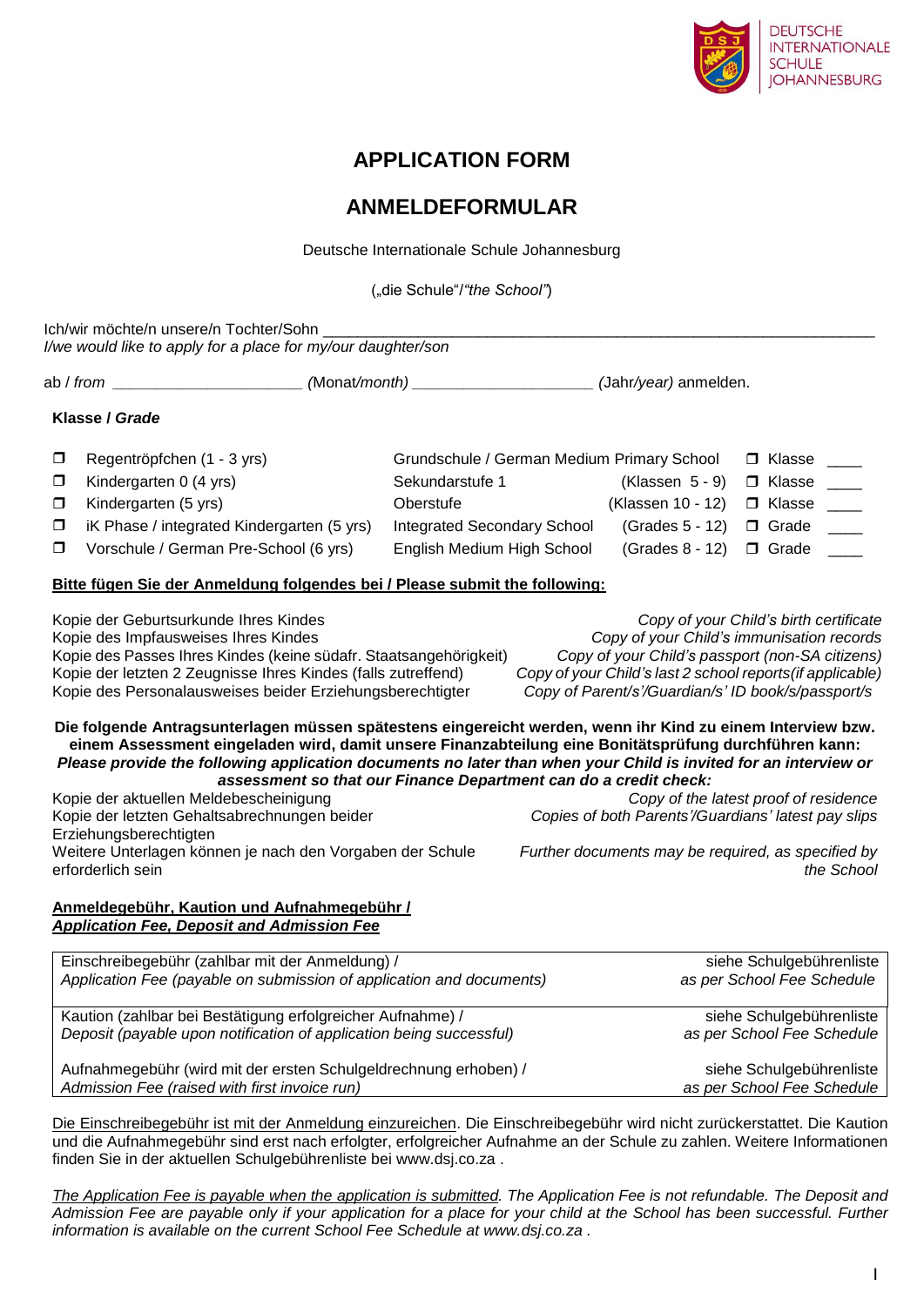DEUTSCHE INTERNATIONALE SCHULE JOHANNESBURG

# APPLICATION FORM

# ANMELDEFORMULAR

Deutsche Internationale Schule Johannesburg

(„die Schule"/*"the School"*)

Ich/wir möchte/n unsere/n Tochter/Sohn ______________________________________________________________
*I/we would like to apply for a place for my/our daughter/son*

ab / *from* ______________________ (Monat/*month)* _____________________ *(Jahr/year)* anmelden.

**Klasse / *Grade***

| | | | | |
|---|---|---|---|---|
| ❒ Regentröpfchen (1 - 3 yrs) | Grundschule / German Medium Primary School | | ❒ Klasse | ____ |
| ❒ Kindergarten 0 (4 yrs) | Sekundarstufe 1 | (Klassen 5 - 9) | ❒ Klasse | ____ |
| ❒ Kindergarten (5 yrs) | Oberstufe | (Klassen 10 - 12) | ❒ Klasse | ____ |
| ❒ iK Phase / integrated Kindergarten (5 yrs) | Integrated Secondary School | (Grades 5 - 12) | ❒ Grade | ____ |
| ❒ Vorschule / German Pre-School (6 yrs) | English Medium High School | (Grades 8 - 12) | ❒ Grade | ____ |

**<u>Bitte fügen Sie der Anmeldung folgendes bei / Please submit the following:</u>**

| | |
|---|---|
| Kopie der Geburtsurkunde Ihres Kindes | *Copy of your Child's birth certificate* |
| Kopie des Impfausweises Ihres Kindes | *Copy of your Child's immunisation records* |
| Kopie des Passes Ihres Kindes (keine südafr. Staatsangehörigkeit) | *Copy of your Child's passport (non-SA citizens)* |
| Kopie der letzten 2 Zeugnisse Ihres Kindes (falls zutreffend) | *Copy of your Child's last 2 school reports(if applicable)* |
| Kopie des Personalausweises beider Erziehungsberechtigter | *Copy of Parent/s'/Guardian/s' ID book/s/passport/s* |

**Die folgende Antragsunterlagen müssen spätestens eingereicht werden, wenn ihr Kind zu einem Interview bzw. einem Assessment eingeladen wird, damit unsere Finanzabteilung eine Bonitätsprüfung durchführen kann:**
***Please provide the following application documents no later than when your Child is invited for an interview or assessment so that our Finance Department can do a credit check:***

| | |
|---|---|
| Kopie der aktuellen Meldebescheinigung | *Copy of the latest proof of residence* |
| Kopie der letzten Gehaltsabrechnungen beider Erziehungsberechtigten | *Copies of both Parents'/Guardians' latest pay slips* |
| Weitere Unterlagen können je nach den Vorgaben der Schule erforderlich sein | *Further documents may be required, as specified by the School* |

**<u>Anmeldegebühr, Kaution und Aufnahmegebühr /</u>**
***<u>Application Fee, Deposit and Admission Fee</u>***

| | |
|---|---|
| Einschreibegebühr (zahlbar mit der Anmeldung) / *Application Fee (payable on submission of application and documents)* | siehe Schulgebührenliste *as per School Fee Schedule* |
| Kaution (zahlbar bei Bestätigung erfolgreicher Aufnahme) / *Deposit (payable upon notification of application being successful)* | siehe Schulgebührenliste *as per School Fee Schedule* |
| Aufnahmegebühr (wird mit der ersten Schulgeldrechnung erhoben) / *Admission Fee (raised with first invoice run)* | siehe Schulgebührenliste *as per School Fee Schedule* |

<u>Die Einschreibegebühr ist mit der Anmeldung einzureichen</u>. Die Einschreibegebühr wird nicht zurückerstattet. Die Kaution und die Aufnahmegebühr sind erst nach erfolgter, erfolgreicher Aufnahme an der Schule zu zahlen. Weitere Informationen finden Sie in der aktuellen Schulgebührenliste bei www.dsj.co.za .

*<u>The Application Fee is payable when the application is submitted</u>. The Application Fee is not refundable. The Deposit and Admission Fee are payable only if your application for a place for your child at the School has been successful. Further information is available on the current School Fee Schedule at www.dsj.co.za .*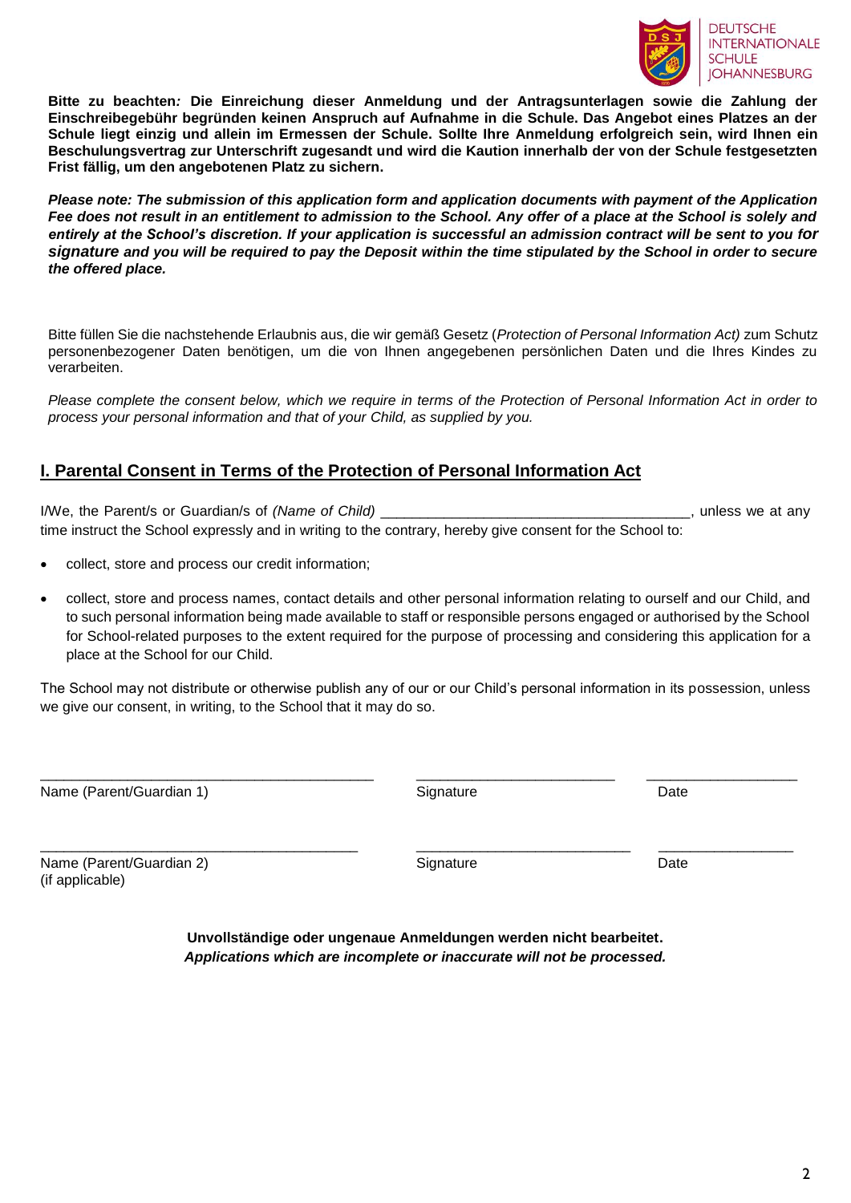**Bitte zu beachten*:* Die Einreichung dieser Anmeldung und der Antragsunterlagen sowie die Zahlung der Einschreibegebühr begründen keinen Anspruch auf Aufnahme in die Schule. Das Angebot eines Platzes an der Schule liegt einzig und allein im Ermessen der Schule. Sollte Ihre Anmeldung erfolgreich sein, wird Ihnen ein Beschulungsvertrag zur Unterschrift zugesandt und wird die Kaution innerhalb der von der Schule festgesetzten Frist fällig, um den angebotenen Platz zu sichern.**

***Please note: The submission of this application form and application documents with payment of the Application Fee does not result in an entitlement to admission to the School. Any offer of a place at the School is solely and entirely at the School's discretion. If your application is successful an admission contract will be sent to you for signature and you will be required to pay the Deposit within the time stipulated by the School in order to secure the offered place.***

Bitte füllen Sie die nachstehende Erlaubnis aus, die wir gemäß Gesetz (*Protection of Personal Information Act)* zum Schutz personenbezogener Daten benötigen, um die von Ihnen angegebenen persönlichen Daten und die Ihres Kindes zu verarbeiten.

*Please complete the consent below, which we require in terms of the Protection of Personal Information Act in order to process your personal information and that of your Child, as supplied by you.*

## I. Parental Consent in Terms of the Protection of Personal Information Act

I/We, the Parent/s or Guardian/s of *(Name of Child)* ______________________________________, unless we at any time instruct the School expressly and in writing to the contrary, hereby give consent for the School to:

- collect, store and process our credit information;
- collect, store and process names, contact details and other personal information relating to ourself and our Child, and to such personal information being made available to staff or responsible persons engaged or authorised by the School for School-related purposes to the extent required for the purpose of processing and considering this application for a place at the School for our Child.

The School may not distribute or otherwise publish any of our or our Child's personal information in its possession, unless we give our consent, in writing, to the School that it may do so.

__________________________________________ __________________________ ___________________

Name (Parent/Guardian 1) Signature Date

__________________________________________ __________________________ ___________________

Name (Parent/Guardian 2) Signature Date
(if applicable)

**Unvollständige oder ungenaue Anmeldungen werden nicht bearbeitet.**
***Applications which are incomplete or inaccurate will not be processed.***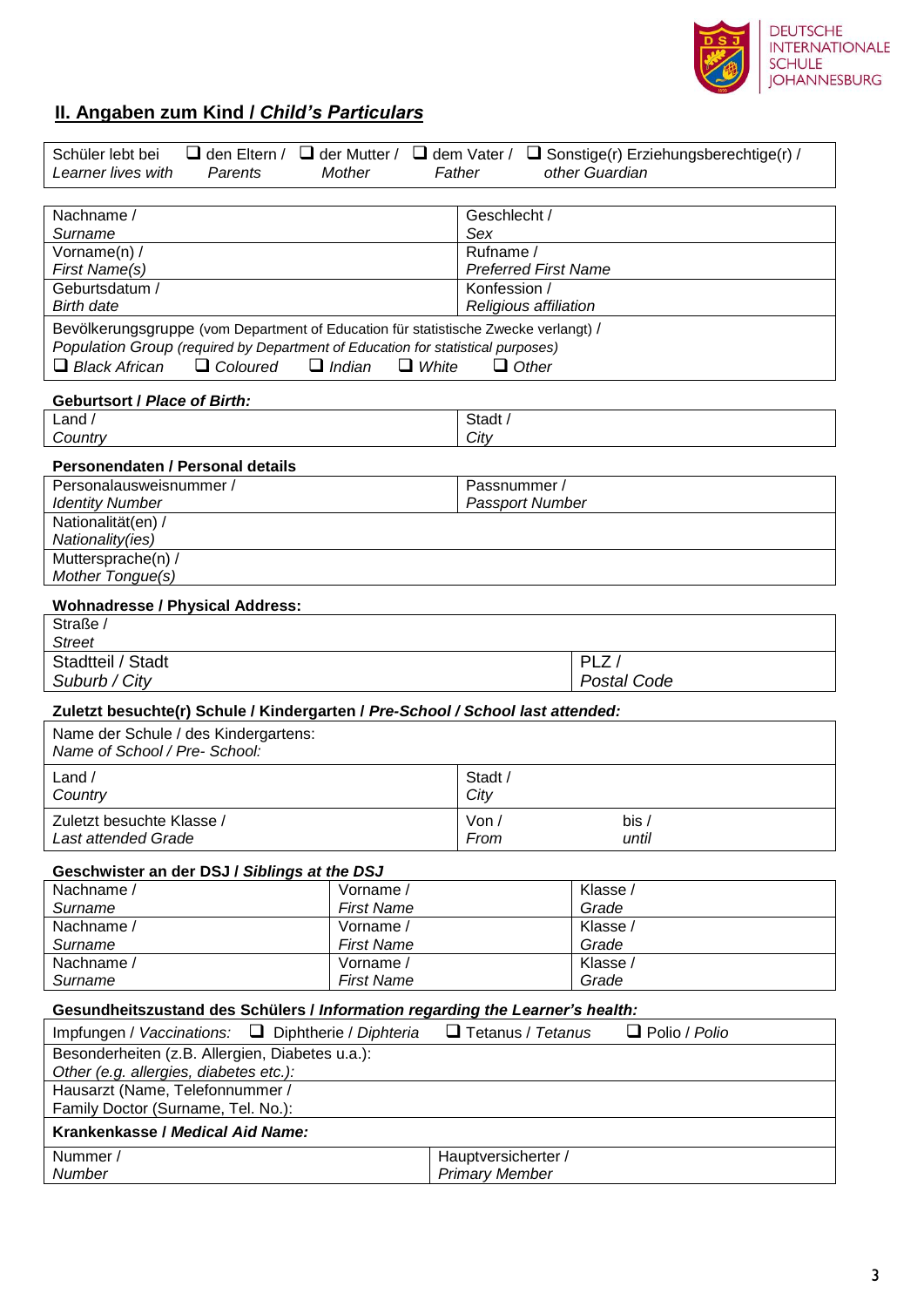DEUTSCHE INTERNATIONALE SCHULE JOHANNESBURG

## II. Angaben zum Kind / *Child's Particulars*

| Schüler lebt bei / *Learner lives with* | ❑ den Eltern / *Parents* | ❑ der Mutter / *Mother* | ❑ dem Vater / *Father* | ❑ Sonstige(r) Erziehungsberechtige(r) / *other Guardian* |
|---|---|---|---|---|

| | |
|---|---|
| Nachname / *Surname* | Geschlecht / *Sex* |
| Vorname(n) / *First Name(s)* | Rufname / *Preferred First Name* |
| Geburtsdatum / *Birth date* | Konfession / *Religious affiliation* |
| Bevölkerungsgruppe (vom Department of Education für statistische Zwecke verlangt) / *Population Group (required by Department of Education for statistical purposes)* ❑ *Black African* ❑ *Coloured* ❑ *Indian* ❑ *White* ❑ *Other* | |

**Geburtsort / *Place of Birth:***

| | |
|---|---|
| Land / *Country* | Stadt / *City* |

**Personendaten / Personal details**

| | |
|---|---|
| Personalausweisnummer / *Identity Number* | Passnummer / *Passport Number* |
| Nationalität(en) / *Nationality(ies)* | |
| Muttersprache(n) / *Mother Tongue(s)* | |

**Wohnadresse / Physical Address:**

| | |
|---|---|
| Straße / *Street* | |
| Stadtteil / Stadt *Suburb / City* | PLZ / *Postal Code* |

**Zuletzt besuchte(r) Schule / Kindergarten / *Pre-School / School last attended:***

| | | |
|---|---|---|
| Name der Schule / des Kindergartens: *Name of School / Pre- School:* | | |
| Land / *Country* | Stadt / *City* | |
| Zuletzt besuchte Klasse / *Last attended Grade* | Von / *From* | bis / *until* |

**Geschwister an der DSJ / *Siblings at the DSJ***

| | | |
|---|---|---|
| Nachname / *Surname* | Vorname / *First Name* | Klasse / *Grade* |
| Nachname / *Surname* | Vorname / *First Name* | Klasse / *Grade* |
| Nachname / *Surname* | Vorname / *First Name* | Klasse / *Grade* |

**Gesundheitszustand des Schülers / *Information regarding the Learner's health:***

| | |
|---|---|
| Impfungen / *Vaccinations:* ❑ Diphtherie / *Diphteria* ❑ Tetanus / *Tetanus* ❑ Polio / *Polio* | |
| Besonderheiten (z.B. Allergien, Diabetes u.a.): *Other (e.g. allergies, diabetes etc.):* | |
| Hausarzt (Name, Telefonnummer / Family Doctor (Surname, Tel. No.): | |
| **Krankenkasse / *Medical Aid Name:*** | |
| Nummer / *Number* | Hauptversicherter / *Primary Member* |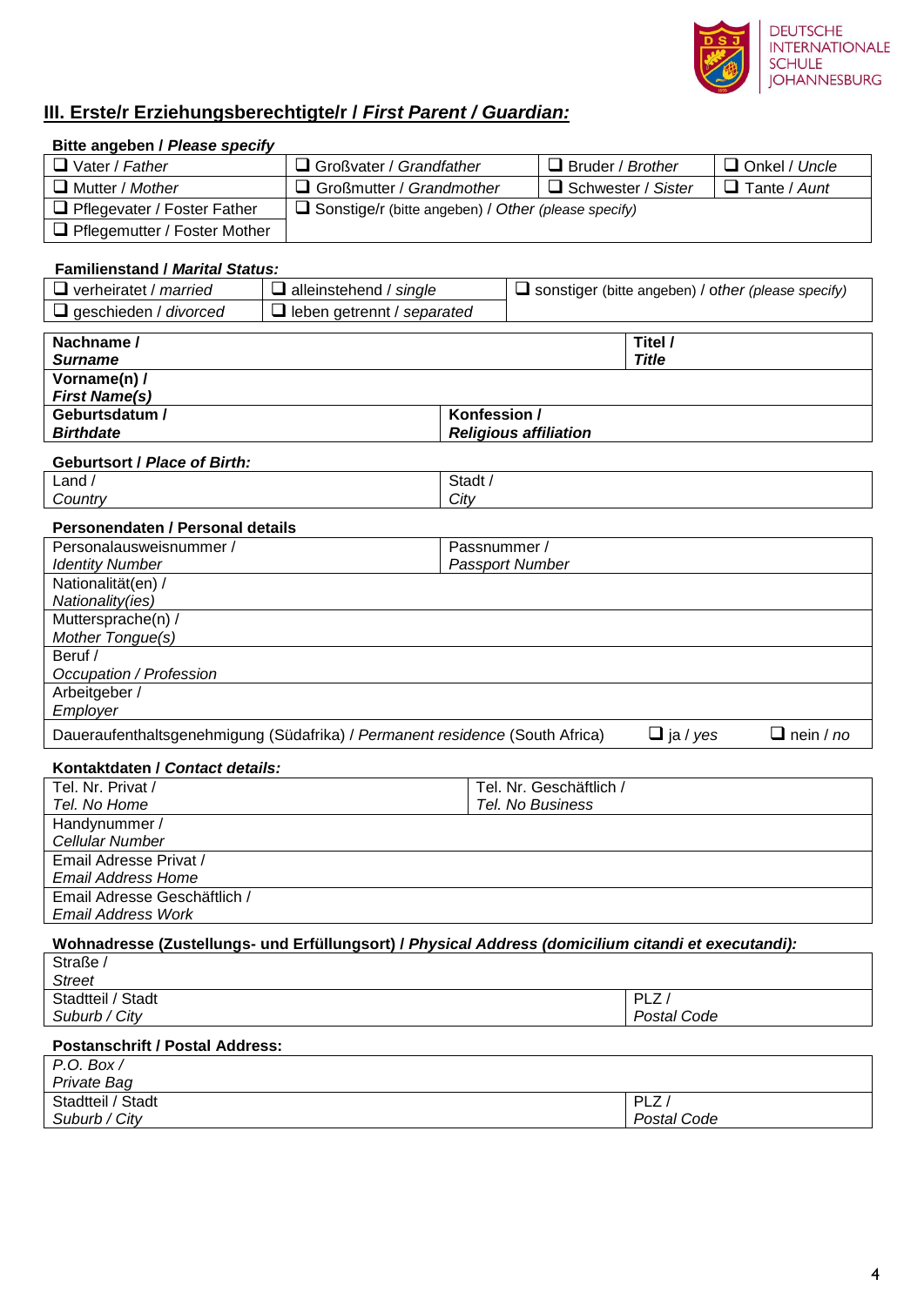## III. Erste/r Erziehungsberechtigte/r / *First Parent / Guardian:*

**Bitte angeben / *Please specify***

| | | | |
|---|---|---|---|
| ❑ Vater / *Father* | ❑ Großvater / *Grandfather* | ❑ Bruder / *Brother* | ❑ Onkel / *Uncle* |
| ❑ Mutter / *Mother* | ❑ Großmutter / *Grandmother* | ❑ Schwester / *Sister* | ❑ Tante / *Aunt* |
| ❑ Pflegevater / Foster Father | ❑ Sonstige/r (bitte angeben) / *Other (please specify)* | | |
| ❑ Pflegemutter / Foster Mother | | | |

**Familienstand / *Marital Status:***

| | | |
|---|---|---|
| ❑ verheiratet / *married* | ❑ alleinstehend / *single* | ❑ sonstiger (bitte angeben) / *other (please specify)* |
| ❑ geschieden / *divorced* | ❑ leben getrennt / *separated* | |

| | |
|---|---|
| **Nachname / *Surname*** | **Titel / *Title*** |
| **Vorname(n) / *First Name(s)*** | |
| **Geburtsdatum / *Birthdate*** | **Konfession / *Religious affiliation*** |

**Geburtsort / *Place of Birth:***

| | |
|---|---|
| Land / *Country* | Stadt / *City* |

**Personendaten / Personal details**

| | | | |
|---|---|---|---|
| Personalausweisnummer / *Identity Number* | Passnummer / *Passport Number* | | |
| Nationalität(en) / *Nationality(ies)* | | | |
| Muttersprache(n) / *Mother Tongue(s)* | | | |
| Beruf / *Occupation / Profession* | | | |
| Arbeitgeber / *Employer* | | | |
| Daueraufenthaltsgenehmigung (Südafrika) / *Permanent residence* (South Africa) | | ❑ ja / *yes* | ❑ nein / *no* |

**Kontaktdaten / *Contact details:***

| | |
|---|---|
| Tel. Nr. Privat / *Tel. No Home* | Tel. Nr. Geschäftlich / *Tel. No Business* |
| Handynummer / *Cellular Number* | |
| Email Adresse Privat / *Email Address Home* | |
| Email Adresse Geschäftlich / *Email Address Work* | |

**Wohnadresse (Zustellungs- und Erfüllungsort) / *Physical Address (domicilium citandi et executandi):***

| | |
|---|---|
| Straße / *Street* | |
| Stadtteil / Stadt *Suburb / City* | PLZ / *Postal Code* |

**Postanschrift / Postal Address:**

| | |
|---|---|
| *P.O. Box / Private Bag* | |
| Stadtteil / Stadt *Suburb / City* | PLZ / *Postal Code* |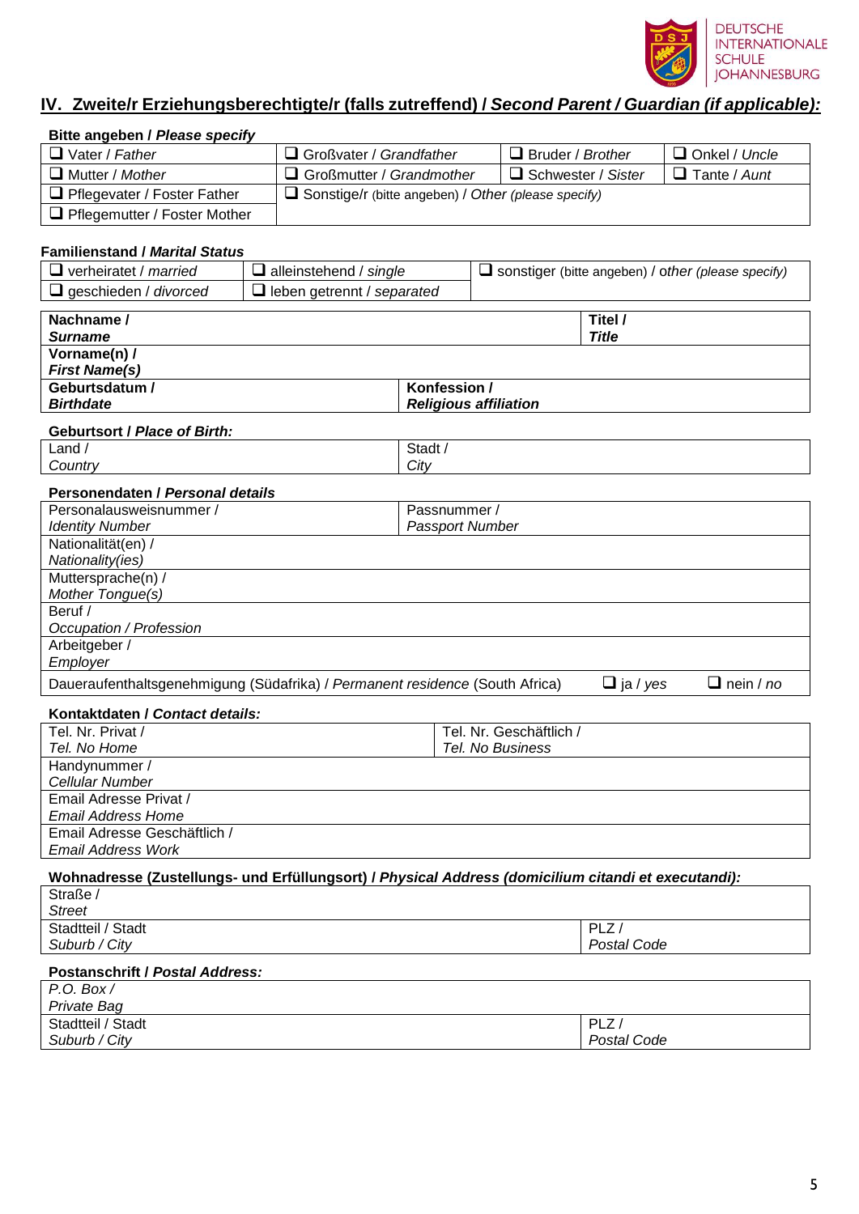## IV. Zweite/r Erziehungsberechtigte/r (falls zutreffend) / *Second Parent / Guardian (if applicable):*

**Bitte angeben / *Please specify***

| | | | |
|---|---|---|---|
| ❑ Vater / *Father* | ❑ Großvater / *Grandfather* | ❑ Bruder / *Brother* | ❑ Onkel / *Uncle* |
| ❑ Mutter / *Mother* | ❑ Großmutter / *Grandmother* | ❑ Schwester / *Sister* | ❑ Tante / *Aunt* |
| ❑ Pflegevater / Foster Father | ❑ Sonstige/r (bitte angeben) / *Other (please specify)* | | |
| ❑ Pflegemutter / Foster Mother | | | |

**Familienstand / *Marital Status***

| | | |
|---|---|---|
| ❑ verheiratet / *married* | ❑ alleinstehend / *single* | ❑ sonstiger (bitte angeben) / *other (please specify)* |
| ❑ geschieden / *divorced* | ❑ leben getrennt / *separated* | |

| | |
|---|---|
| **Nachname / *Surname*** | **Titel / *Title*** |
| **Vorname(n) / *First Name(s)*** | |
| **Geburtsdatum / *Birthdate*** | **Konfession / *Religious affiliation*** |

**Geburtsort / *Place of Birth:***

| | |
|---|---|
| Land / *Country* | Stadt / *City* |

**Personendaten / *Personal details***

| | | |
|---|---|---|
| Personalausweisnummer / *Identity Number* | Passnummer / *Passport Number* | |
| Nationalität(en) / *Nationality(ies)* | | |
| Muttersprache(n) / *Mother Tongue(s)* | | |
| Beruf / *Occupation / Profession* | | |
| Arbeitgeber / *Employer* | | |
| Daueraufenthaltsgenehmigung (Südafrika) / *Permanent residence* (South Africa) | ❑ ja / *yes* | ❑ nein / *no* |

**Kontaktdaten / *Contact details:***

| | |
|---|---|
| Tel. Nr. Privat / *Tel. No Home* | Tel. Nr. Geschäftlich / *Tel. No Business* |
| Handynummer / *Cellular Number* | |
| Email Adresse Privat / *Email Address Home* | |
| Email Adresse Geschäftlich / *Email Address Work* | |

**Wohnadresse (Zustellungs- und Erfüllungsort) / *Physical Address (domicilium citandi et executandi):***

| | |
|---|---|
| Straße / *Street* | |
| Stadtteil / Stadt *Suburb / City* | PLZ / *Postal Code* |

**Postanschrift / *Postal Address:***

| | |
|---|---|
| *P.O. Box / Private Bag* | |
| Stadtteil / Stadt *Suburb / City* | PLZ / *Postal Code* |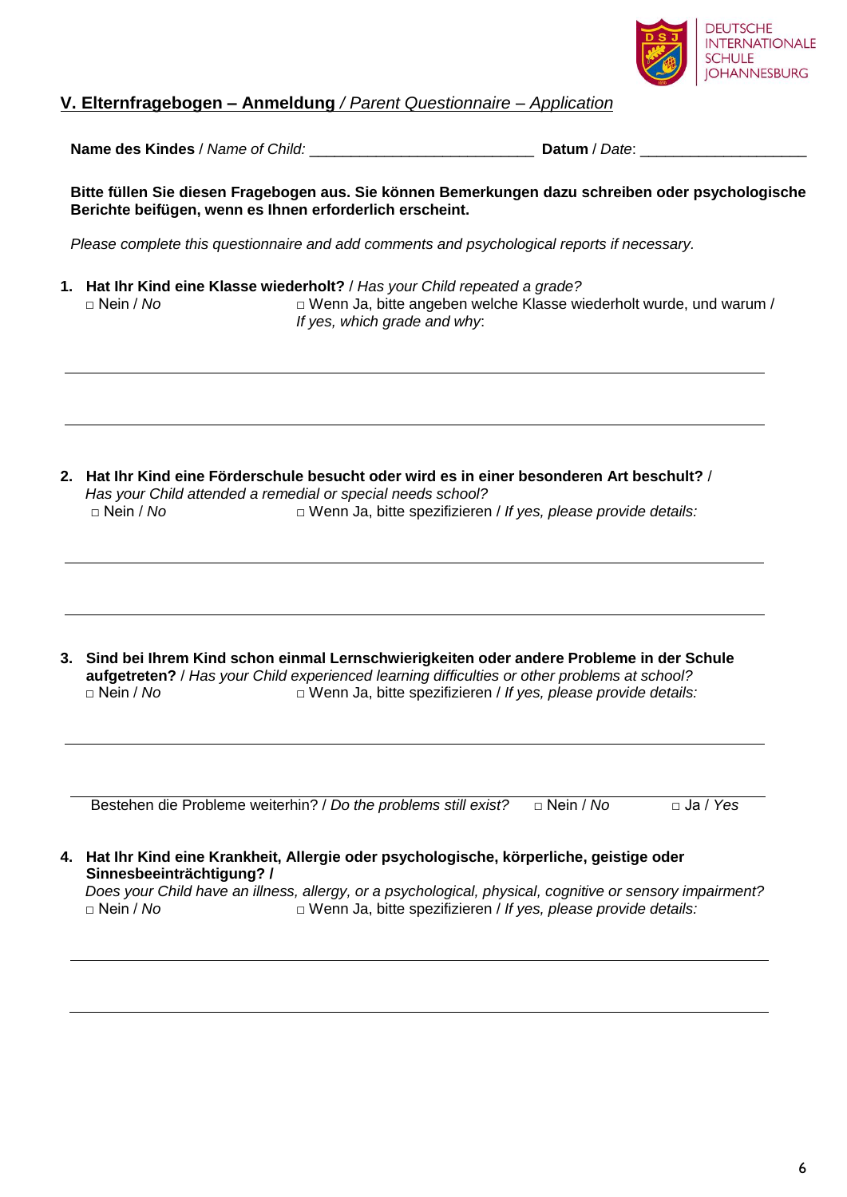## V. Elternfragebogen – Anmeldung / *Parent Questionnaire – Application*

**Name des Kindes** / *Name of Child:* ___________________________ **Datum** / *Date*: ___________________

**Bitte füllen Sie diesen Fragebogen aus. Sie können Bemerkungen dazu schreiben oder psychologische Berichte beifügen, wenn es Ihnen erforderlich erscheint.**

*Please complete this questionnaire and add comments and psychological reports if necessary.*

1. **Hat Ihr Kind eine Klasse wiederholt?** / *Has your Child repeated a grade?*
   □ Nein / *No* □ Wenn Ja, bitte angeben welche Klasse wiederholt wurde, und warum / *If yes, which grade and why*:

   ___________________________________________________________________________

   ___________________________________________________________________________

2. **Hat Ihr Kind eine Förderschule besucht oder wird es in einer besonderen Art beschult?** / *Has your Child attended a remedial or special needs school?*
   □ Nein / *No* □ Wenn Ja, bitte spezifizieren / *If yes, please provide details:*

   ___________________________________________________________________________

   ___________________________________________________________________________

3. **Sind bei Ihrem Kind schon einmal Lernschwierigkeiten oder andere Probleme in der Schule aufgetreten?** / *Has your Child experienced learning difficulties or other problems at school?*
   □ Nein / *No* □ Wenn Ja, bitte spezifizieren / *If yes, please provide details:*

   ___________________________________________________________________________

   ___________________________________________________________________________

   Bestehen die Probleme weiterhin? / *Do the problems still exist?* □ Nein / *No* □ Ja / *Yes*

4. **Hat Ihr Kind eine Krankheit, Allergie oder psychologische, körperliche, geistige oder Sinnesbeeinträchtigung? /**
   *Does your Child have an illness, allergy, or a psychological, physical, cognitive or sensory impairment?*
   □ Nein / *No* □ Wenn Ja, bitte spezifizieren / *If yes, please provide details:*

   ___________________________________________________________________________

   ___________________________________________________________________________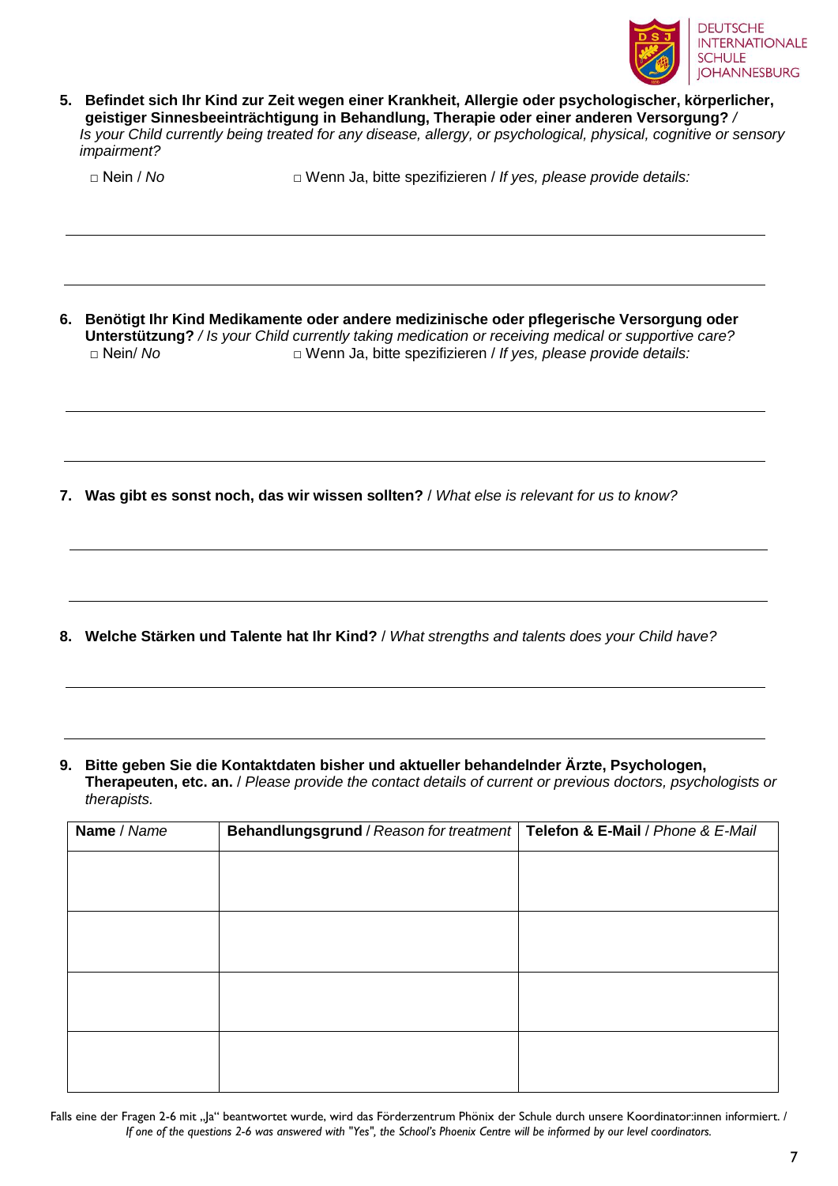5. **Befindet sich Ihr Kind zur Zeit wegen einer Krankheit, Allergie oder psychologischer, körperlicher, geistiger Sinnesbeeinträchtigung in Behandlung, Therapie oder einer anderen Versorgung? /** *Is your Child currently being treated for any disease, allergy, or psychological, physical, cognitive or sensory impairment?*

   □ Nein / *No* □ Wenn Ja, bitte spezifizieren / *If yes, please provide details:*

6. **Benötigt Ihr Kind Medikamente oder andere medizinische oder pflegerische Versorgung oder Unterstützung?** */ Is your Child currently taking medication or receiving medical or supportive care?*

   □ Nein/ *No* □ Wenn Ja, bitte spezifizieren / *If yes, please provide details:*

7. **Was gibt es sonst noch, das wir wissen sollten?** / *What else is relevant for us to know?*

8. **Welche Stärken und Talente hat Ihr Kind?** / *What strengths and talents does your Child have?*

9. **Bitte geben Sie die Kontaktdaten bisher und aktueller behandelnder Ärzte, Psychologen, Therapeuten, etc. an.** / *Please provide the contact details of current or previous doctors, psychologists or therapists.*

| **Name** / *Name* | **Behandlungsgrund** / *Reason for treatment* | **Telefon & E-Mail** / *Phone & E-Mail* |
|---|---|---|
| | | |
| | | |
| | | |
| | | |

Falls eine der Fragen 2-6 mit „Ja" beantwortet wurde, wird das Förderzentrum Phönix der Schule durch unsere Koordinator:innen informiert. / *If one of the questions 2-6 was answered with "Yes", the School's Phoenix Centre will be informed by our level coordinators.*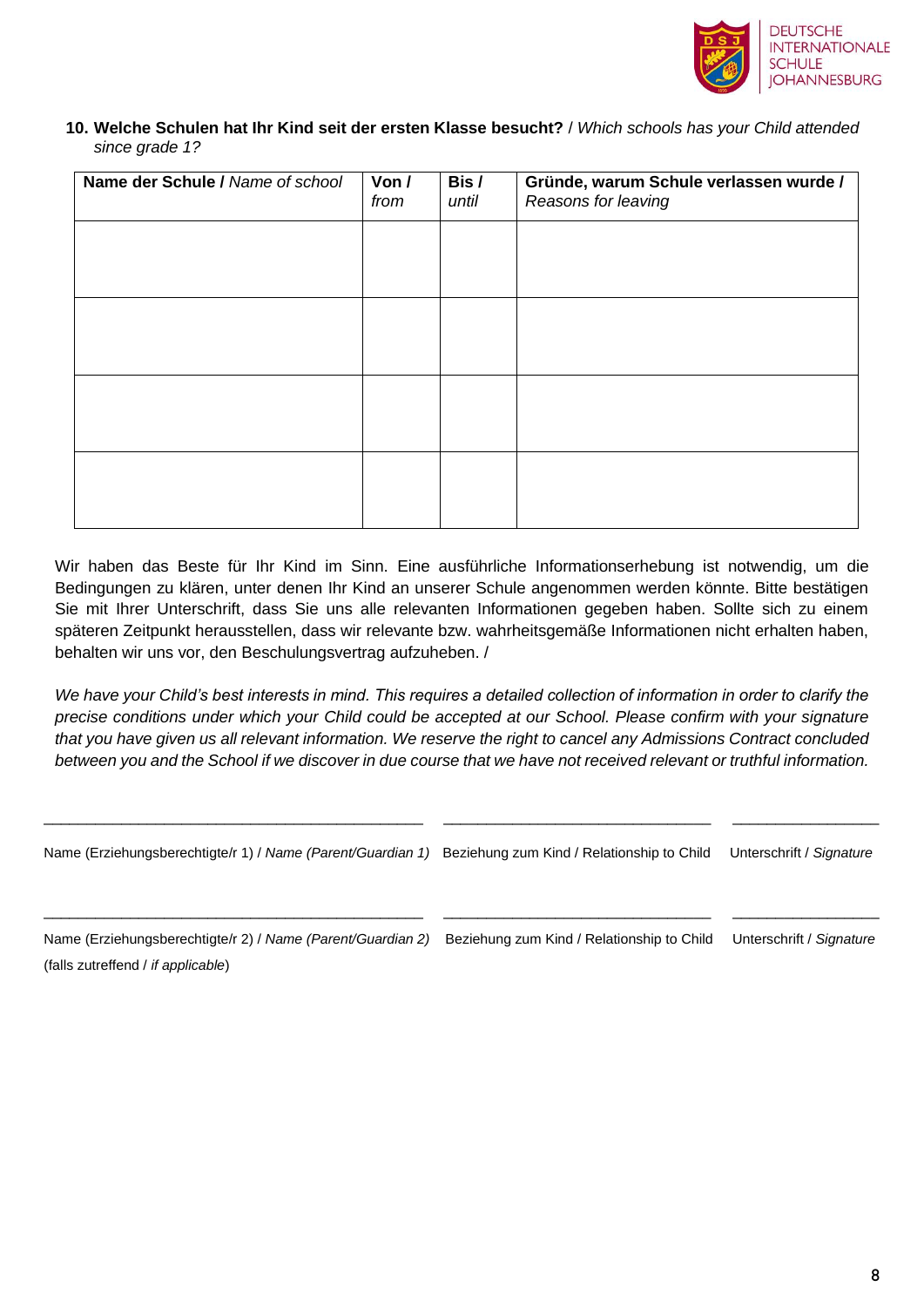**10. Welche Schulen hat Ihr Kind seit der ersten Klasse besucht?** / *Which schools has your Child attended since grade 1?*

| **Name der Schule /** *Name of school* | **Von /** *from* | **Bis /** *until* | **Gründe, warum Schule verlassen wurde /** *Reasons for leaving* |
|---|---|---|---|
| | | | |
| | | | |
| | | | |
| | | | |

Wir haben das Beste für Ihr Kind im Sinn. Eine ausführliche Informationserhebung ist notwendig, um die Bedingungen zu klären, unter denen Ihr Kind an unserer Schule angenommen werden könnte. Bitte bestätigen Sie mit Ihrer Unterschrift, dass Sie uns alle relevanten Informationen gegeben haben. Sollte sich zu einem späteren Zeitpunkt herausstellen, dass wir relevante bzw. wahrheitsgemäße Informationen nicht erhalten haben, behalten wir uns vor, den Beschulungsvertrag aufzuheben. /

*We have your Child's best interests in mind. This requires a detailed collection of information in order to clarify the precise conditions under which your Child could be accepted at our School. Please confirm with your signature that you have given us all relevant information. We reserve the right to cancel any Admissions Contract concluded between you and the School if we discover in due course that we have not received relevant or truthful information.*

_____________________________________________ _______________________________ _________________

Name (Erziehungsberechtigte/r 1) / *Name (Parent/Guardian 1)* Beziehung zum Kind / Relationship to Child Unterschrift / *Signature*

_____________________________________________ _______________________________ _________________

Name (Erziehungsberechtigte/r 2) / *Name (Parent/Guardian 2)* Beziehung zum Kind / Relationship to Child Unterschrift / *Signature*
(falls zutreffend / *if applicable*)